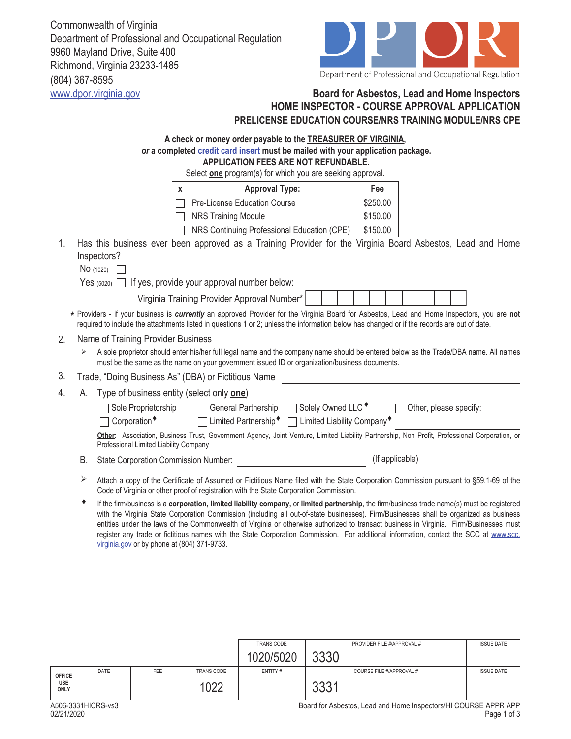Commonwealth of Virginia
Department of Professional and Occupational Regulation
9960 Mayland Drive, Suite 400
Richmond, Virginia 23233-1485
(804) 367-8595
www.dpor.virginia.gov

Department of Professional and Occupational Regulation

# Board for Asbestos, Lead and Home Inspectors
## HOME INSPECTOR - COURSE APPROVAL APPLICATION
### PRELICENSE EDUCATION COURSE/NRS TRAINING MODULE/NRS CPE

**A check or money order payable to the TREASURER OF VIRGINIA,**
***or* a completed credit card insert must be mailed with your application package.**
**APPLICATION FEES ARE NOT REFUNDABLE.**
Select **one** program(s) for which you are seeking approval.

| x | Approval Type: | Fee |
|---|---|---|
| ☐ | Pre-License Education Course | $250.00 |
| ☐ | NRS Training Module | $150.00 |
| ☐ | NRS Continuing Professional Education (CPE) | $150.00 |

1. Has this business ever been approved as a Training Provider for the Virginia Board Asbestos, Lead and Home Inspectors?

   No (1020) ☐

   Yes (5020) ☐ If yes, provide your approval number below:

   Virginia Training Provider Approval Number* ______________________

\* Providers - if your business is ***currently*** an approved Provider for the Virginia Board for Asbestos, Lead and Home Inspectors, you are **not** required to include the attachments listed in questions 1 or 2; unless the information below has changed or if the records are out of date.

2. Name of Training Provider Business ______________________
   - A sole proprietor should enter his/her full legal name and the company name should be entered below as the Trade/DBA name. All names must be the same as the name on your government issued ID or organization/business documents.

3. Trade, "Doing Business As" (DBA) or Fictitious Name ______________________

4. A. Type of business entity (select only **one**)

   ☐ Sole Proprietorship ☐ General Partnership ☐ Solely Owned LLC♦ ☐ Other, please specify: ______________________

   ☐ Corporation♦ ☐ Limited Partnership♦ ☐ Limited Liability Company♦

   **Other:** Association, Business Trust, Government Agency, Joint Venture, Limited Liability Partnership, Non Profit, Professional Corporation, or Professional Limited Liability Company

   B. State Corporation Commission Number: ______________________ (If applicable)

   - Attach a copy of the Certificate of Assumed or Fictitious Name filed with the State Corporation Commission pursuant to §59.1-69 of the Code of Virginia or other proof of registration with the State Corporation Commission.

   ♦ If the firm/business is a **corporation, limited liability company,** or **limited partnership**, the firm/business trade name(s) must be registered with the Virginia State Corporation Commission (including all out-of-state businesses). Firm/Businesses shall be organized as business entities under the laws of the Commonwealth of Virginia or otherwise authorized to transact business in Virginia. Firm/Businesses must register any trade or fictitious names with the State Corporation Commission. For additional information, contact the SCC at www.scc.virginia.gov or by phone at (804) 371-9733.

| OFFICE USE ONLY | DATE | FEE | TRANS CODE | TRANS CODE | PROVIDER FILE #/APPROVAL # | ISSUE DATE |
|---|---|---|---|---|---|---|
| | | | | 1020/5020 | 3330 | |
| | | | | ENTITY # | COURSE FILE #/APPROVAL # | ISSUE DATE |
| | | | 1022 | | 3331 | |

A506-3331HICRS-vs3
02/21/2020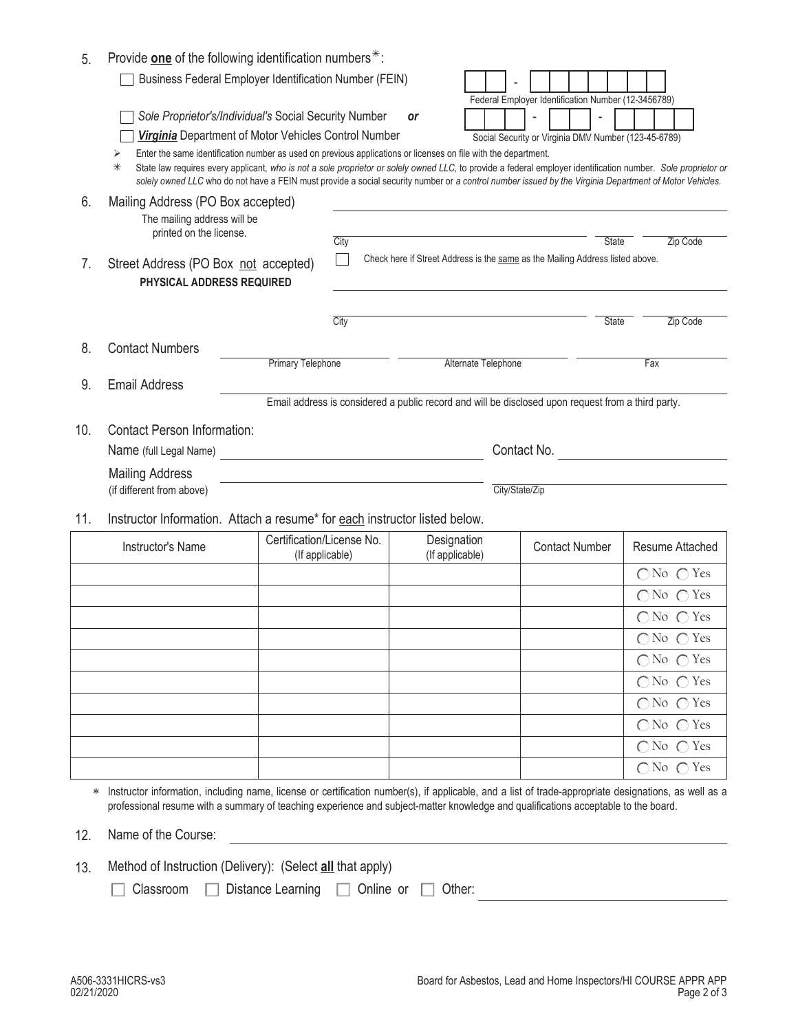5. Provide **one** of the following identification numbers*:

☐ Business Federal Employer Identification Number (FEIN)

Federal Employer Identification Number (12-3456789)

☐ *Sole Proprietor's/Individual's* Social Security Number ***or***

☐ ***Virginia*** Department of Motor Vehicles Control Number

Social Security or Virginia DMV Number (123-45-6789)

➢ Enter the same identification number as used on previous applications or licenses on file with the department.

\* State law requires every applicant, *who is not a sole proprietor or solely owned LLC,* to provide a federal employer identification number. *Sole proprietor or solely owned LLC* who do not have a FEIN must provide a social security number or *a control number issued by the Virginia Department of Motor Vehicles.*

6. Mailing Address (PO Box accepted)
   The mailing address will be printed on the license.

   City ______ State ______ Zip Code ______

7. Street Address (PO Box not accepted)
   **PHYSICAL ADDRESS REQUIRED**

   ☐ Check here if Street Address is the same as the Mailing Address listed above.

   City ______ State ______ Zip Code ______

8. Contact Numbers

   Primary Telephone ______ Alternate Telephone ______ Fax ______

9. Email Address ______

   Email address is considered a public record and will be disclosed upon request from a third party.

10. Contact Person Information:

    Name (full Legal Name) ______ Contact No. ______

    Mailing Address (if different from above) ______ City/State/Zip ______

11. Instructor Information. Attach a resume* for each instructor listed below.

| Instructor's Name | Certification/License No. (If applicable) | Designation (If applicable) | Contact Number | Resume Attached |
|---|---|---|---|---|
| | | | | ◯ No ◯ Yes |
| | | | | ◯ No ◯ Yes |
| | | | | ◯ No ◯ Yes |
| | | | | ◯ No ◯ Yes |
| | | | | ◯ No ◯ Yes |
| | | | | ◯ No ◯ Yes |
| | | | | ◯ No ◯ Yes |
| | | | | ◯ No ◯ Yes |
| | | | | ◯ No ◯ Yes |
| | | | | ◯ No ◯ Yes |

\* Instructor information, including name, license or certification number(s), if applicable, and a list of trade-appropriate designations, as well as a professional resume with a summary of teaching experience and subject-matter knowledge and qualifications acceptable to the board.

12. Name of the Course: ______

13. Method of Instruction (Delivery): (Select **all** that apply)

    ☐ Classroom ☐ Distance Learning ☐ Online or ☐ Other: ______

A506-3331HICRS-vs3
02/21/2020

Board for Asbestos, Lead and Home Inspectors/HI COURSE APPR APP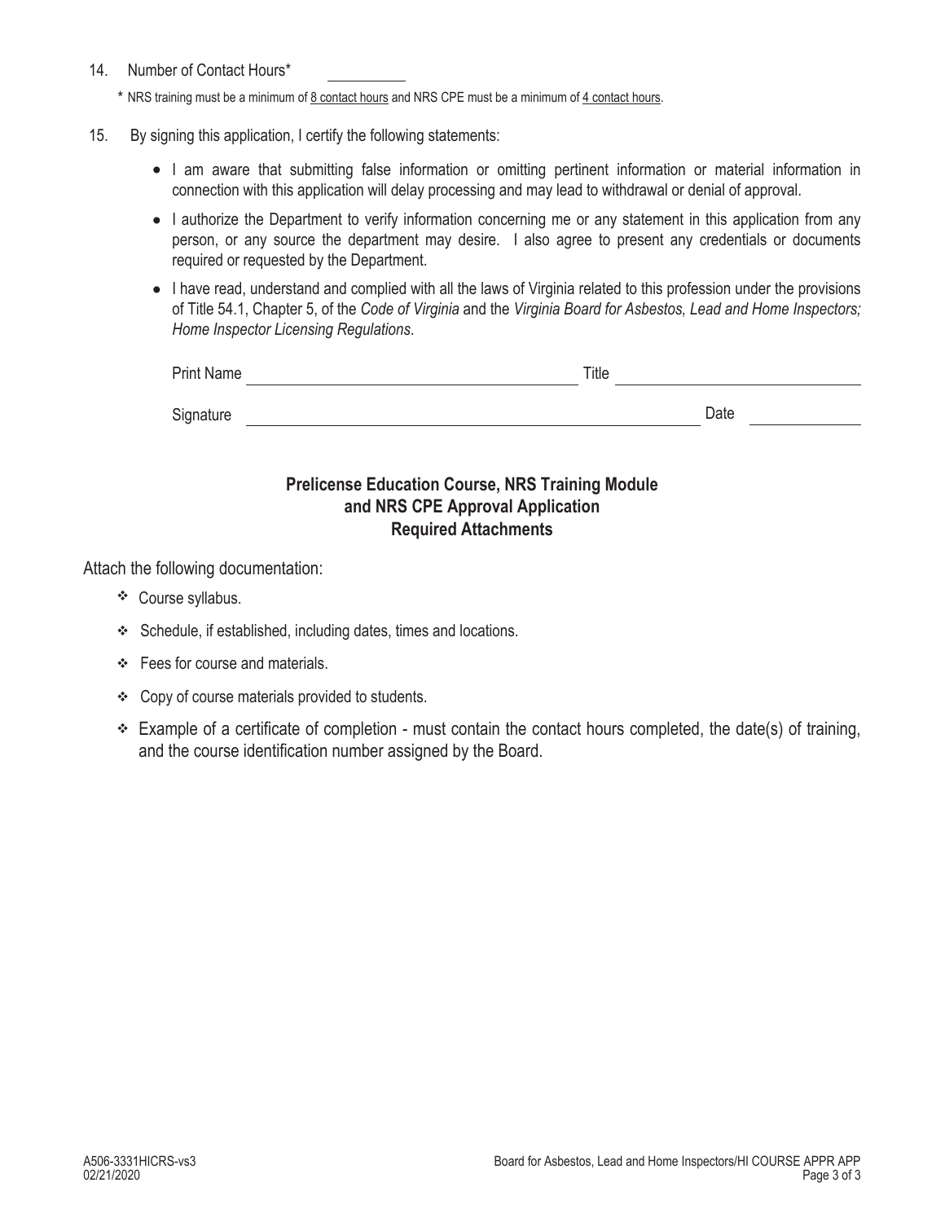14. Number of Contact Hours* __________

\* NRS training must be a minimum of 8 contact hours and NRS CPE must be a minimum of 4 contact hours.

15. By signing this application, I certify the following statements:

- I am aware that submitting false information or omitting pertinent information or material information in connection with this application will delay processing and may lead to withdrawal or denial of approval.
- I authorize the Department to verify information concerning me or any statement in this application from any person, or any source the department may desire. I also agree to present any credentials or documents required or requested by the Department.
- I have read, understand and complied with all the laws of Virginia related to this profession under the provisions of Title 54.1, Chapter 5, of the *Code of Virginia* and the *Virginia Board for Asbestos, Lead and Home Inspectors; Home Inspector Licensing Regulations*.

Print Name ______________________________ Title ______________________

Signature ________________________________________ Date __________

## Prelicense Education Course, NRS Training Module and NRS CPE Approval Application Required Attachments

Attach the following documentation:

- Course syllabus.
- Schedule, if established, including dates, times and locations.
- Fees for course and materials.
- Copy of course materials provided to students.
- Example of a certificate of completion - must contain the contact hours completed, the date(s) of training, and the course identification number assigned by the Board.